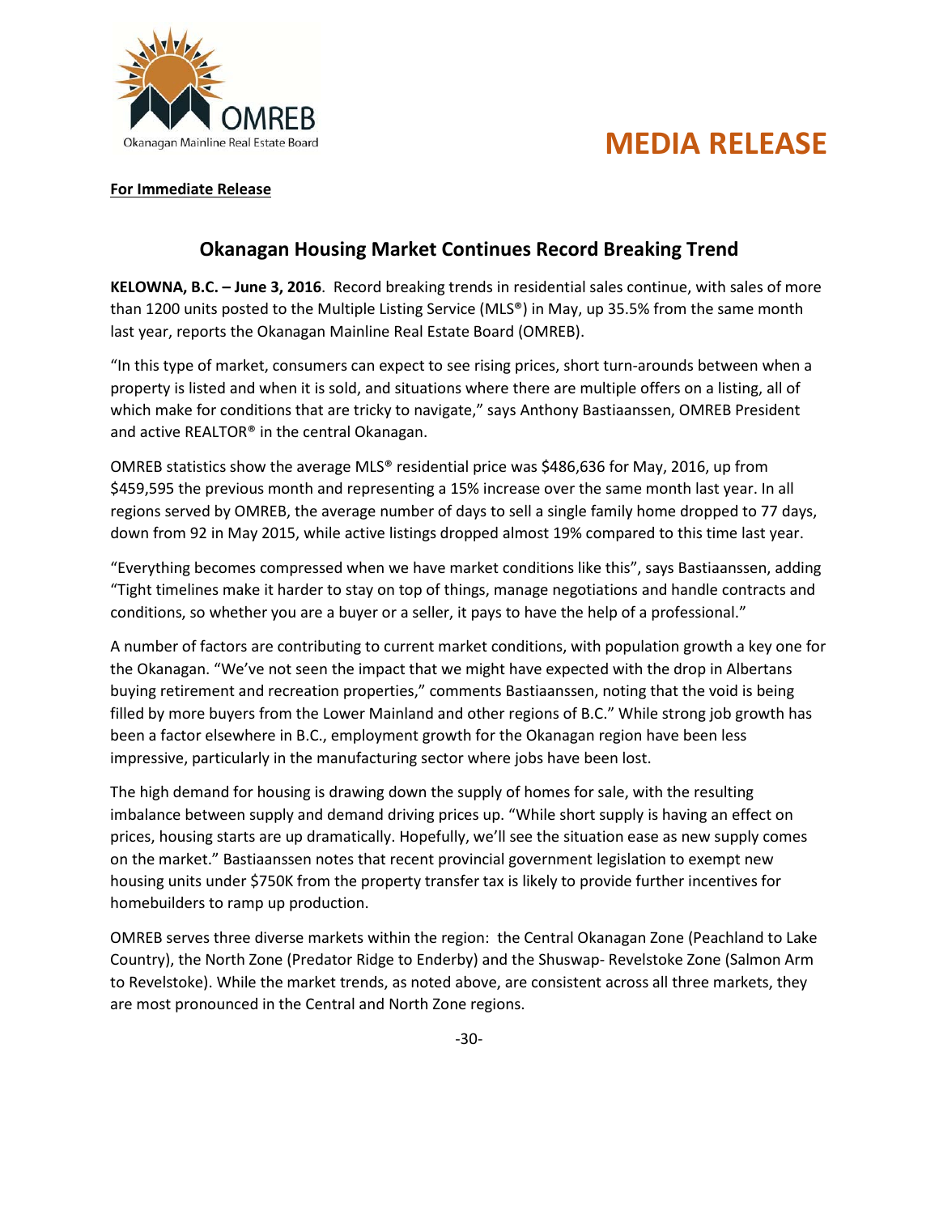Okanagan Mainline Real Estate Board

# MEDIA RELEASE

**For Immediate Release**

## Okanagan Housing Market Continues Record Breaking Trend

**KELOWNA, B.C. – June 3, 2016**. Record breaking trends in residential sales continue, with sales of more than 1200 units posted to the Multiple Listing Service (MLS®) in May, up 35.5% from the same month last year, reports the Okanagan Mainline Real Estate Board (OMREB).

"In this type of market, consumers can expect to see rising prices, short turn-arounds between when a property is listed and when it is sold, and situations where there are multiple offers on a listing, all of which make for conditions that are tricky to navigate," says Anthony Bastiaanssen, OMREB President and active REALTOR® in the central Okanagan.

OMREB statistics show the average MLS® residential price was $486,636 for May, 2016, up from $459,595 the previous month and representing a 15% increase over the same month last year. In all regions served by OMREB, the average number of days to sell a single family home dropped to 77 days, down from 92 in May 2015, while active listings dropped almost 19% compared to this time last year.

"Everything becomes compressed when we have market conditions like this", says Bastiaanssen, adding "Tight timelines make it harder to stay on top of things, manage negotiations and handle contracts and conditions, so whether you are a buyer or a seller, it pays to have the help of a professional."

A number of factors are contributing to current market conditions, with population growth a key one for the Okanagan. "We've not seen the impact that we might have expected with the drop in Albertans buying retirement and recreation properties," comments Bastiaanssen, noting that the void is being filled by more buyers from the Lower Mainland and other regions of B.C." While strong job growth has been a factor elsewhere in B.C., employment growth for the Okanagan region have been less impressive, particularly in the manufacturing sector where jobs have been lost.

The high demand for housing is drawing down the supply of homes for sale, with the resulting imbalance between supply and demand driving prices up. "While short supply is having an effect on prices, housing starts are up dramatically. Hopefully, we'll see the situation ease as new supply comes on the market." Bastiaanssen notes that recent provincial government legislation to exempt new housing units under $750K from the property transfer tax is likely to provide further incentives for homebuilders to ramp up production.

OMREB serves three diverse markets within the region: the Central Okanagan Zone (Peachland to Lake Country), the North Zone (Predator Ridge to Enderby) and the Shuswap- Revelstoke Zone (Salmon Arm to Revelstoke). While the market trends, as noted above, are consistent across all three markets, they are most pronounced in the Central and North Zone regions.

-30-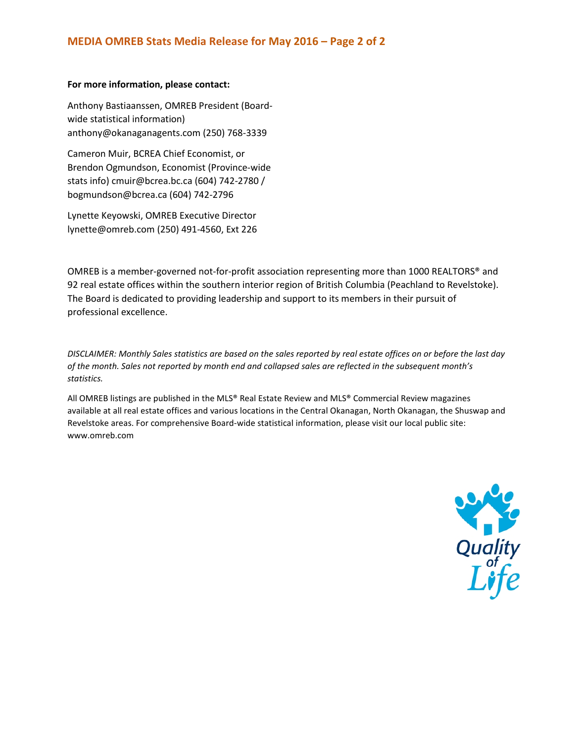**For more information, please contact:**

Anthony Bastiaanssen, OMREB President (Board-wide statistical information) anthony@okanaganagents.com (250) 768-3339

Cameron Muir, BCREA Chief Economist, or Brendon Ogmundson, Economist (Province-wide stats info) cmuir@bcrea.bc.ca (604) 742-2780 / bogmundson@bcrea.ca (604) 742-2796

Lynette Keyowski, OMREB Executive Director lynette@omreb.com (250) 491-4560, Ext 226

OMREB is a member-governed not-for-profit association representing more than 1000 REALTORS® and 92 real estate offices within the southern interior region of British Columbia (Peachland to Revelstoke). The Board is dedicated to providing leadership and support to its members in their pursuit of professional excellence.

*DISCLAIMER: Monthly Sales statistics are based on the sales reported by real estate offices on or before the last day of the month. Sales not reported by month end and collapsed sales are reflected in the subsequent month's statistics.*

All OMREB listings are published in the MLS® Real Estate Review and MLS® Commercial Review magazines available at all real estate offices and various locations in the Central Okanagan, North Okanagan, the Shuswap and Revelstoke areas. For comprehensive Board-wide statistical information, please visit our local public site: www.omreb.com

Quality of Life